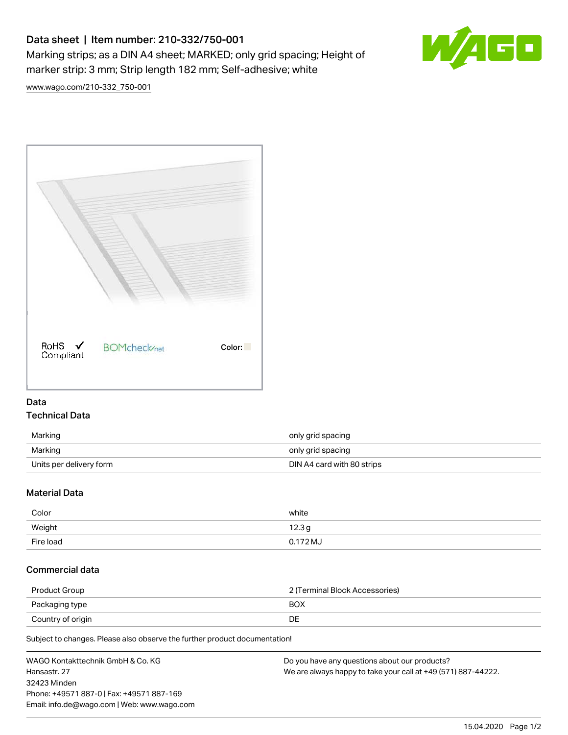# Data sheet | Item number: 210-332/750-001

Marking strips; as a DIN A4 sheet; MARKED; only grid spacing; Height of marker strip: 3 mm; Strip length 182 mm; Self-adhesive; white

www.wago.com/210-332_750-001

RoHS Compliant   BOMcheck.net   Color:

## Data

### Technical Data

| | |
|---|---|
| Marking | only grid spacing |
| Marking | only grid spacing |
| Units per delivery form | DIN A4 card with 80 strips |

### Material Data

| | |
|---|---|
| Color | white |
| Weight | 12.3 g |
| Fire load | 0.172 MJ |

### Commercial data

| | |
|---|---|
| Product Group | 2 (Terminal Block Accessories) |
| Packaging type | BOX |
| Country of origin | DE |

Subject to changes. Please also observe the further product documentation!

WAGO Kontakttechnik GmbH & Co. KG
Hansastr. 27
32423 Minden
Phone: +49571 887-0 | Fax: +49571 887-169
Email: info.de@wago.com | Web: www.wago.com

Do you have any questions about our products?
We are always happy to take your call at +49 (571) 887-44222.

15.04.2020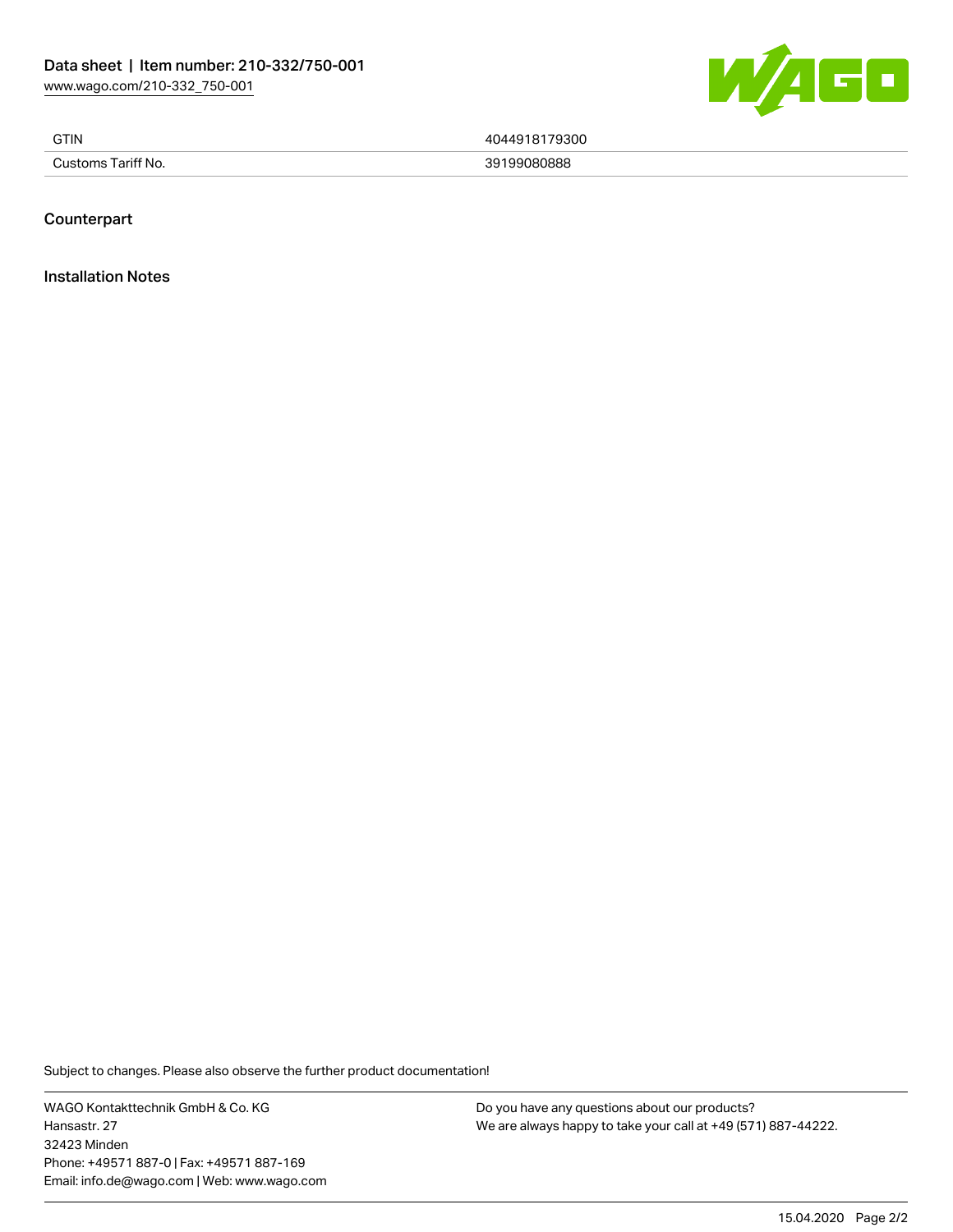| | |
|---|---|
| GTIN | 4044918179300 |
| Customs Tariff No. | 39199080888 |

## Counterpart

## Installation Notes

Subject to changes. Please also observe the further product documentation!

WAGO Kontakttechnik GmbH & Co. KG
Hansastr. 27
32423 Minden
Phone: +49571 887-0 | Fax: +49571 887-169
Email: info.de@wago.com | Web: www.wago.com

Do you have any questions about our products?
We are always happy to take your call at +49 (571) 887-44222.

15.04.2020